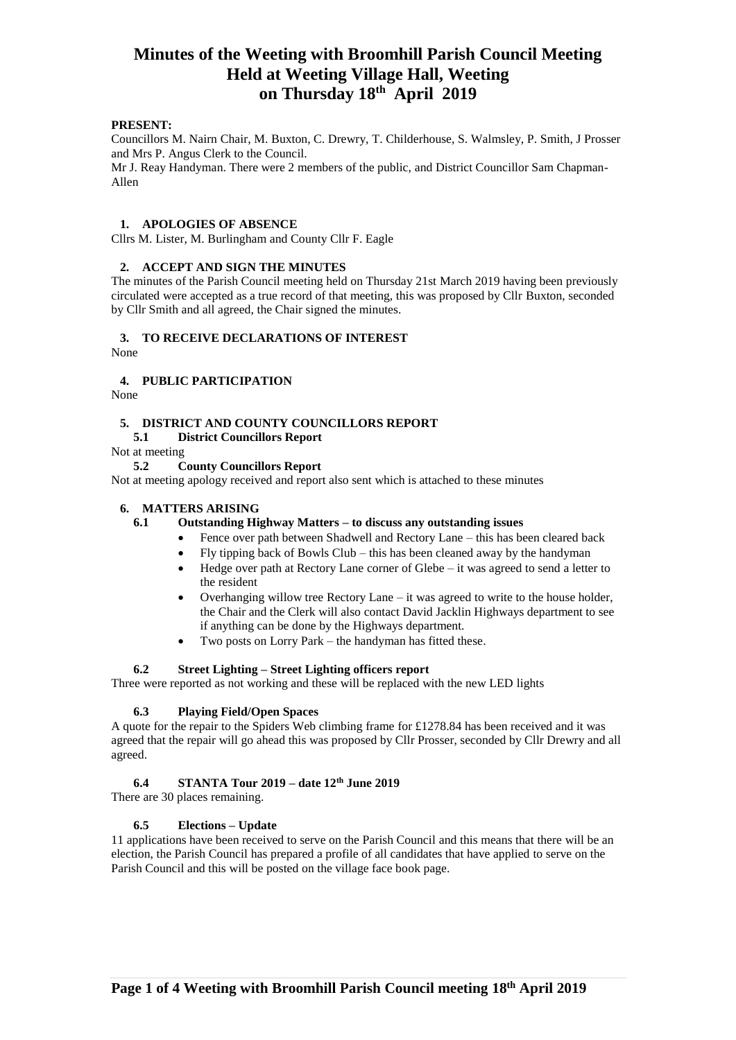# Minutes of the Weeting with Broomhill Parish Council Meeting Held at Weeting Village Hall, Weeting on Thursday 18th April 2019

**PRESENT:**

Councillors M. Nairn Chair, M. Buxton, C. Drewry, T. Childerhouse, S. Walmsley, P. Smith, J Prosser and Mrs P. Angus Clerk to the Council.

Mr J. Reay Handyman. There were 2 members of the public, and District Councillor Sam Chapman-Allen

## 1. APOLOGIES OF ABSENCE

Cllrs M. Lister, M. Burlingham and County Cllr F. Eagle

## 2. ACCEPT AND SIGN THE MINUTES

The minutes of the Parish Council meeting held on Thursday 21st March 2019 having been previously circulated were accepted as a true record of that meeting, this was proposed by Cllr Buxton, seconded by Cllr Smith and all agreed, the Chair signed the minutes.

## 3. TO RECEIVE DECLARATIONS OF INTEREST

None

## 4. PUBLIC PARTICIPATION

None

## 5. DISTRICT AND COUNTY COUNCILLORS REPORT

### 5.1 District Councillors Report

Not at meeting

### 5.2 County Councillors Report

Not at meeting apology received and report also sent which is attached to these minutes

## 6. MATTERS ARISING

### 6.1 Outstanding Highway Matters – to discuss any outstanding issues

- Fence over path between Shadwell and Rectory Lane – this has been cleared back
- Fly tipping back of Bowls Club – this has been cleaned away by the handyman
- Hedge over path at Rectory Lane corner of Glebe – it was agreed to send a letter to the resident
- Overhanging willow tree Rectory Lane – it was agreed to write to the house holder, the Chair and the Clerk will also contact David Jacklin Highways department to see if anything can be done by the Highways department.
- Two posts on Lorry Park – the handyman has fitted these.

### 6.2 Street Lighting – Street Lighting officers report

Three were reported as not working and these will be replaced with the new LED lights

### 6.3 Playing Field/Open Spaces

A quote for the repair to the Spiders Web climbing frame for £1278.84 has been received and it was agreed that the repair will go ahead this was proposed by Cllr Prosser, seconded by Cllr Drewry and all agreed.

### 6.4 STANTA Tour 2019 – date 12th June 2019

There are 30 places remaining.

### 6.5 Elections – Update

11 applications have been received to serve on the Parish Council and this means that there will be an election, the Parish Council has prepared a profile of all candidates that have applied to serve on the Parish Council and this will be posted on the village face book page.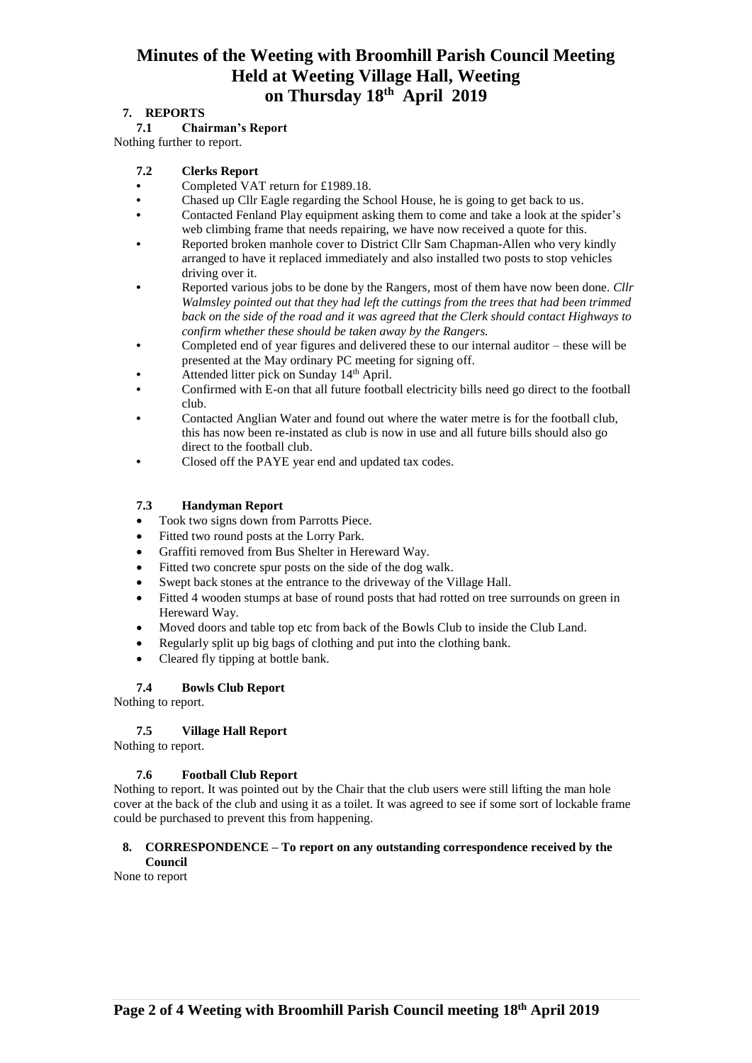# Minutes of the Weeting with Broomhill Parish Council Meeting Held at Weeting Village Hall, Weeting on Thursday 18th April 2019

## 7. REPORTS

### 7.1 Chairman's Report

Nothing further to report.

### 7.2 Clerks Report

- Completed VAT return for £1989.18.
- Chased up Cllr Eagle regarding the School House, he is going to get back to us.
- Contacted Fenland Play equipment asking them to come and take a look at the spider's web climbing frame that needs repairing, we have now received a quote for this.
- Reported broken manhole cover to District Cllr Sam Chapman-Allen who very kindly arranged to have it replaced immediately and also installed two posts to stop vehicles driving over it.
- Reported various jobs to be done by the Rangers, most of them have now been done. *Cllr Walmsley pointed out that they had left the cuttings from the trees that had been trimmed back on the side of the road and it was agreed that the Clerk should contact Highways to confirm whether these should be taken away by the Rangers.*
- Completed end of year figures and delivered these to our internal auditor – these will be presented at the May ordinary PC meeting for signing off.
- Attended litter pick on Sunday 14th April.
- Confirmed with E-on that all future football electricity bills need go direct to the football club.
- Contacted Anglian Water and found out where the water metre is for the football club, this has now been re-instated as club is now in use and all future bills should also go direct to the football club.
- Closed off the PAYE year end and updated tax codes.

### 7.3 Handyman Report

- Took two signs down from Parrotts Piece.
- Fitted two round posts at the Lorry Park.
- Graffiti removed from Bus Shelter in Hereward Way.
- Fitted two concrete spur posts on the side of the dog walk.
- Swept back stones at the entrance to the driveway of the Village Hall.
- Fitted 4 wooden stumps at base of round posts that had rotted on tree surrounds on green in Hereward Way.
- Moved doors and table top etc from back of the Bowls Club to inside the Club Land.
- Regularly split up big bags of clothing and put into the clothing bank.
- Cleared fly tipping at bottle bank.

### 7.4 Bowls Club Report

Nothing to report.

### 7.5 Village Hall Report

Nothing to report.

### 7.6 Football Club Report

Nothing to report. It was pointed out by the Chair that the club users were still lifting the man hole cover at the back of the club and using it as a toilet. It was agreed to see if some sort of lockable frame could be purchased to prevent this from happening.

## 8. CORRESPONDENCE – To report on any outstanding correspondence received by the Council

None to report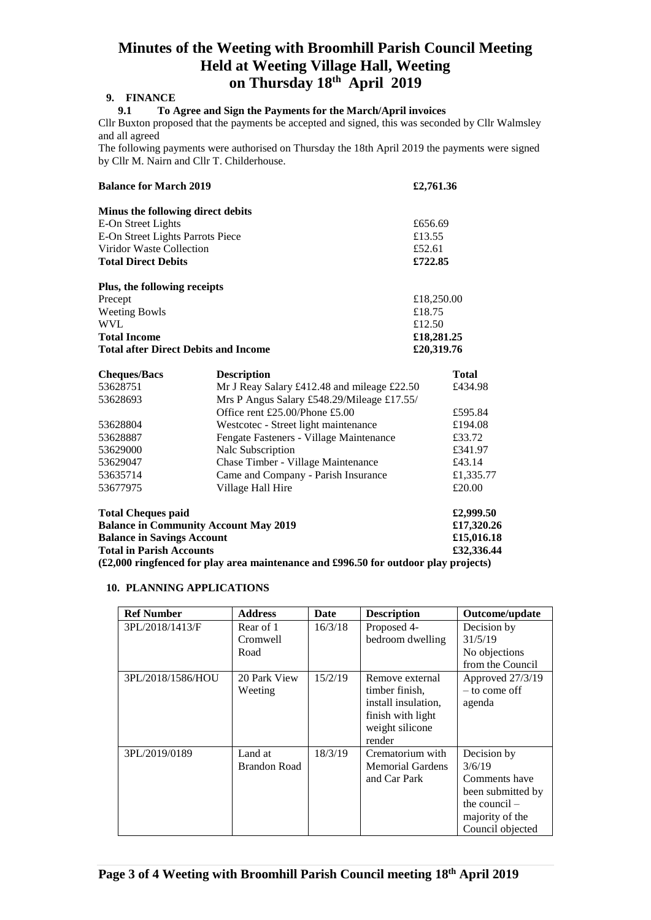# Minutes of the Weeting with Broomhill Parish Council Meeting Held at Weeting Village Hall, Weeting on Thursday 18th April 2019

## 9. FINANCE

### 9.1 To Agree and Sign the Payments for the March/April invoices

Cllr Buxton proposed that the payments be accepted and signed, this was seconded by Cllr Walmsley and all agreed

The following payments were authorised on Thursday the 18th April 2019 the payments were signed by Cllr M. Nairn and Cllr T. Childerhouse.

| | |
|---|---|
| **Balance for March 2019** | **£2,761.36** |
| **Minus the following direct debits** | |
| E-On Street Lights | £656.69 |
| E-On Street Lights Parrots Piece | £13.55 |
| Viridor Waste Collection | £52.61 |
| **Total Direct Debits** | **£722.85** |
| **Plus, the following receipts** | |
| Precept | £18,250.00 |
| Weeting Bowls | £18.75 |
| WVL | £12.50 |
| **Total Income** | **£18,281.25** |
| **Total after Direct Debits and Income** | **£20,319.76** |

| Cheques/Bacs | Description | Total |
|---|---|---|
| 53628751 | Mr J Reay Salary £412.48 and mileage £22.50 | £434.98 |
| 53628693 | Mrs P Angus Salary £548.29/Mileage £17.55/ Office rent £25.00/Phone £5.00 | £595.84 |
| 53628804 | Westcotec - Street light maintenance | £194.08 |
| 53628887 | Fengate Fasteners - Village Maintenance | £33.72 |
| 53629000 | Nalc Subscription | £341.97 |
| 53629047 | Chase Timber - Village Maintenance | £43.14 |
| 53635714 | Came and Company - Parish Insurance | £1,335.77 |
| 53677975 | Village Hall Hire | £20.00 |

| | |
|---|---|
| **Total Cheques paid** | **£2,999.50** |
| **Balance in Community Account May 2019** | **£17,320.26** |
| **Balance in Savings Account** | **£15,016.18** |
| **Total in Parish Accounts** | **£32,336.44** |

**(£2,000 ringfenced for play area maintenance and £996.50 for outdoor play projects)**

## 10. PLANNING APPLICATIONS

| Ref Number | Address | Date | Description | Outcome/update |
|---|---|---|---|---|
| 3PL/2018/1413/F | Rear of 1 Cromwell Road | 16/3/18 | Proposed 4-bedroom dwelling | Decision by 31/5/19 No objections from the Council |
| 3PL/2018/1586/HOU | 20 Park View Weeting | 15/2/19 | Remove external timber finish, install insulation, finish with light weight silicone render | Approved 27/3/19 – to come off agenda |
| 3PL/2019/0189 | Land at Brandon Road | 18/3/19 | Crematorium with Memorial Gardens and Car Park | Decision by 3/6/19 Comments have been submitted by the council – majority of the Council objected |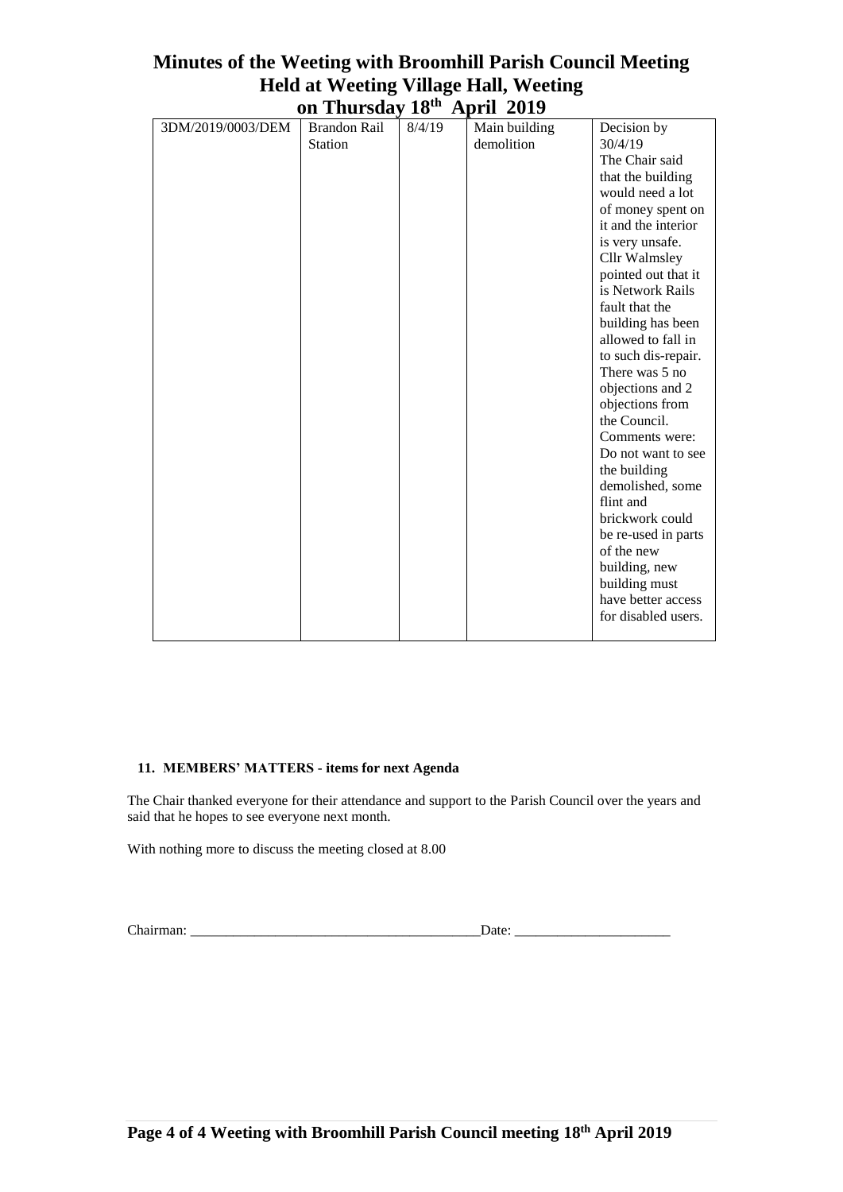# Minutes of the Weeting with Broomhill Parish Council Meeting Held at Weeting Village Hall, Weeting on Thursday 18th April 2019

| | | | | |
|---|---|---|---|---|
| 3DM/2019/0003/DEM | Brandon Rail Station | 8/4/19 | Main building demolition | Decision by 30/4/19 The Chair said that the building would need a lot of money spent on it and the interior is very unsafe. Cllr Walmsley pointed out that it is Network Rails fault that the building has been allowed to fall in to such dis-repair. There was 5 no objections and 2 objections from the Council. Comments were: Do not want to see the building demolished, some flint and brickwork could be re-used in parts of the new building, new building must have better access for disabled users. |

**11. MEMBERS' MATTERS - items for next Agenda**

The Chair thanked everyone for their attendance and support to the Parish Council over the years and said that he hopes to see everyone next month.

With nothing more to discuss the meeting closed at 8.00

Chairman: ________________________________________Date: _____________________